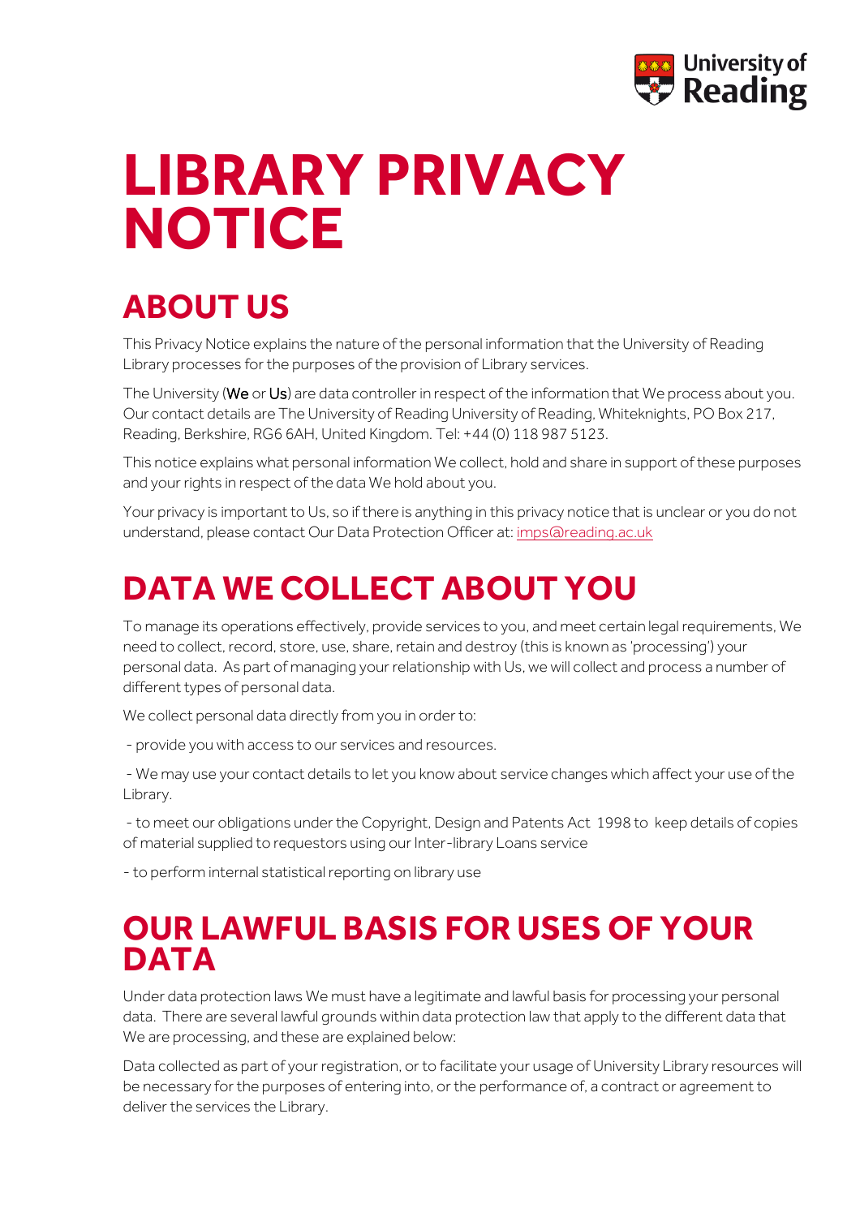# LIBRARY PRIVACY NOTICE

## ABOUT US

This Privacy Notice explains the nature of the personal information that the University of Reading Library processes for the purposes of the provision of Library services.

The University (**We** or **Us**) are data controller in respect of the information that We process about you. Our contact details are The University of Reading University of Reading, Whiteknights, PO Box 217, Reading, Berkshire, RG6 6AH, United Kingdom. Tel: +44 (0) 118 987 5123.

This notice explains what personal information We collect, hold and share in support of these purposes and your rights in respect of the data We hold about you.

Your privacy is important to Us, so if there is anything in this privacy notice that is unclear or you do not understand, please contact Our Data Protection Officer at: imps@reading.ac.uk

## DATA WE COLLECT ABOUT YOU

To manage its operations effectively, provide services to you, and meet certain legal requirements, We need to collect, record, store, use, share, retain and destroy (this is known as 'processing') your personal data. As part of managing your relationship with Us, we will collect and process a number of different types of personal data.

We collect personal data directly from you in order to:

- provide you with access to our services and resources.
- We may use your contact details to let you know about service changes which affect your use of the Library.
- to meet our obligations under the Copyright, Design and Patents Act 1998 to keep details of copies of material supplied to requestors using our Inter-library Loans service
- to perform internal statistical reporting on library use

## OUR LAWFUL BASIS FOR USES OF YOUR DATA

Under data protection laws We must have a legitimate and lawful basis for processing your personal data. There are several lawful grounds within data protection law that apply to the different data that We are processing, and these are explained below:

Data collected as part of your registration, or to facilitate your usage of University Library resources will be necessary for the purposes of entering into, or the performance of, a contract or agreement to deliver the services the Library.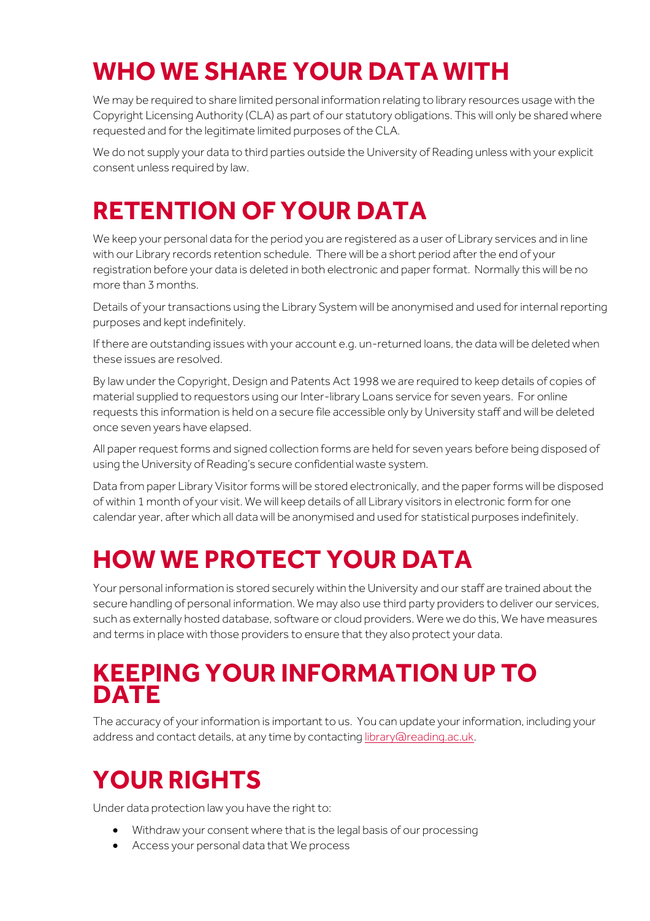# WHO WE SHARE YOUR DATA WITH

We may be required to share limited personal information relating to library resources usage with the Copyright Licensing Authority (CLA) as part of our statutory obligations. This will only be shared where requested and for the legitimate limited purposes of the CLA.

We do not supply your data to third parties outside the University of Reading unless with your explicit consent unless required by law.

# RETENTION OF YOUR DATA

We keep your personal data for the period you are registered as a user of Library services and in line with our Library records retention schedule. There will be a short period after the end of your registration before your data is deleted in both electronic and paper format. Normally this will be no more than 3 months.

Details of your transactions using the Library System will be anonymised and used for internal reporting purposes and kept indefinitely.

If there are outstanding issues with your account e.g. un-returned loans, the data will be deleted when these issues are resolved.

By law under the Copyright, Design and Patents Act 1998 we are required to keep details of copies of material supplied to requestors using our Inter-library Loans service for seven years. For online requests this information is held on a secure file accessible only by University staff and will be deleted once seven years have elapsed.

All paper request forms and signed collection forms are held for seven years before being disposed of using the University of Reading's secure confidential waste system.

Data from paper Library Visitor forms will be stored electronically, and the paper forms will be disposed of within 1 month of your visit. We will keep details of all Library visitors in electronic form for one calendar year, after which all data will be anonymised and used for statistical purposes indefinitely.

# HOW WE PROTECT YOUR DATA

Your personal information is stored securely within the University and our staff are trained about the secure handling of personal information. We may also use third party providers to deliver our services, such as externally hosted database, software or cloud providers. Were we do this, We have measures and terms in place with those providers to ensure that they also protect your data.

# KEEPING YOUR INFORMATION UP TO DATE

The accuracy of your information is important to us. You can update your information, including your address and contact details, at any time by contacting library@reading.ac.uk.

# YOUR RIGHTS

Under data protection law you have the right to:

- Withdraw your consent where that is the legal basis of our processing
- Access your personal data that We process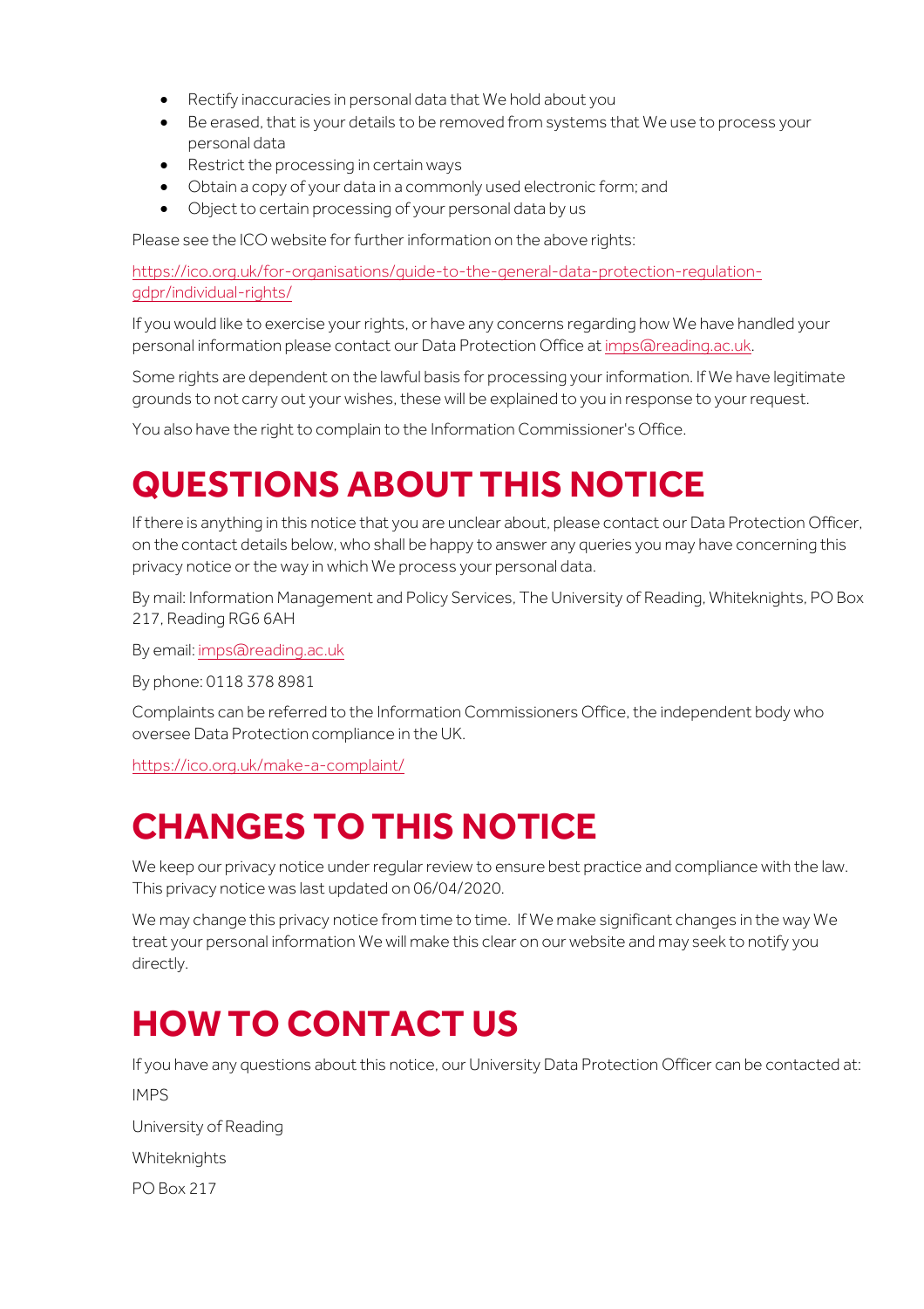- Rectify inaccuracies in personal data that We hold about you
- Be erased, that is your details to be removed from systems that We use to process your personal data
- Restrict the processing in certain ways
- Obtain a copy of your data in a commonly used electronic form; and
- Object to certain processing of your personal data by us

Please see the ICO website for further information on the above rights:

https://ico.org.uk/for-organisations/guide-to-the-general-data-protection-regulation-gdpr/individual-rights/

If you would like to exercise your rights, or have any concerns regarding how We have handled your personal information please contact our Data Protection Office at imps@reading.ac.uk.

Some rights are dependent on the lawful basis for processing your information. If We have legitimate grounds to not carry out your wishes, these will be explained to you in response to your request.

You also have the right to complain to the Information Commissioner's Office.

# QUESTIONS ABOUT THIS NOTICE

If there is anything in this notice that you are unclear about, please contact our Data Protection Officer, on the contact details below, who shall be happy to answer any queries you may have concerning this privacy notice or the way in which We process your personal data.

By mail: Information Management and Policy Services, The University of Reading, Whiteknights, PO Box 217, Reading RG6 6AH

By email: imps@reading.ac.uk

By phone: 0118 378 8981

Complaints can be referred to the Information Commissioners Office, the independent body who oversee Data Protection compliance in the UK.

https://ico.org.uk/make-a-complaint/

# CHANGES TO THIS NOTICE

We keep our privacy notice under regular review to ensure best practice and compliance with the law. This privacy notice was last updated on 06/04/2020.

We may change this privacy notice from time to time. If We make significant changes in the way We treat your personal information We will make this clear on our website and may seek to notify you directly.

# HOW TO CONTACT US

If you have any questions about this notice, our University Data Protection Officer can be contacted at:

IMPS

University of Reading

Whiteknights

PO Box 217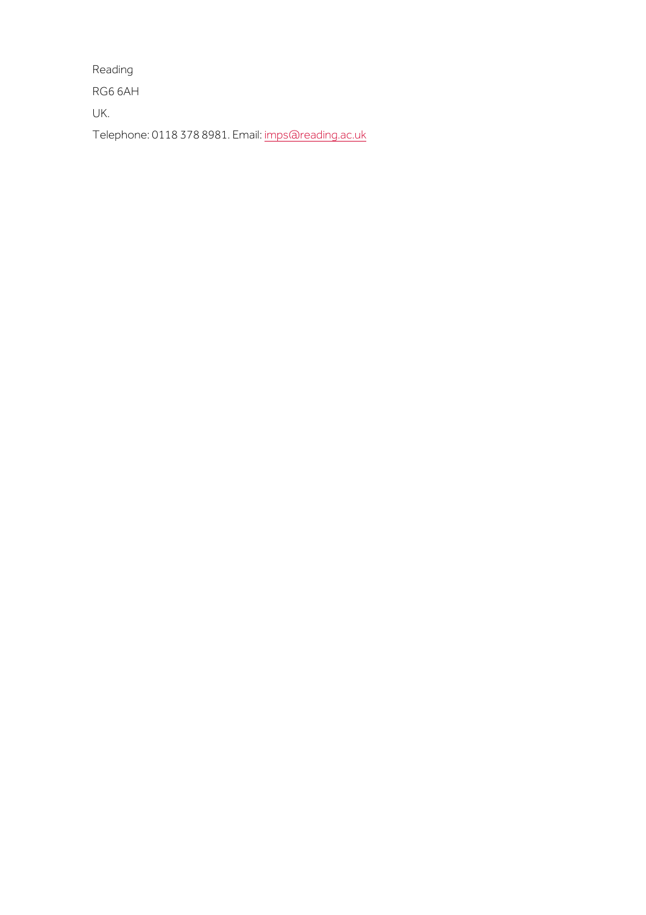Reading

RG6 6AH

UK.

Telephone: 0118 378 8981. Email: imps@reading.ac.uk